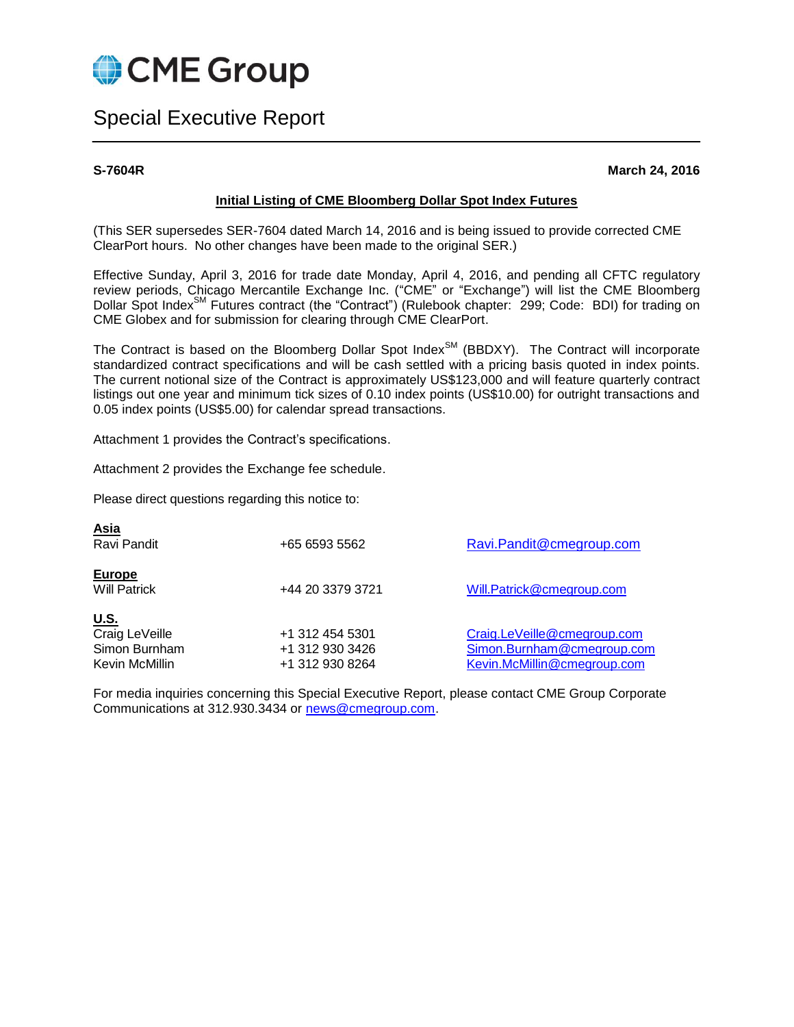CME Group

# Special Executive Report

**S-7604R** **March 24, 2016**

## Initial Listing of CME Bloomberg Dollar Spot Index Futures

(This SER supersedes SER-7604 dated March 14, 2016 and is being issued to provide corrected CME ClearPort hours. No other changes have been made to the original SER.)

Effective Sunday, April 3, 2016 for trade date Monday, April 4, 2016, and pending all CFTC regulatory review periods, Chicago Mercantile Exchange Inc. ("CME" or "Exchange") will list the CME Bloomberg Dollar Spot Index[SM] Futures contract (the "Contract") (Rulebook chapter: 299; Code: BDI) for trading on CME Globex and for submission for clearing through CME ClearPort.

The Contract is based on the Bloomberg Dollar Spot Index[SM] (BBDXY). The Contract will incorporate standardized contract specifications and will be cash settled with a pricing basis quoted in index points. The current notional size of the Contract is approximately US$123,000 and will feature quarterly contract listings out one year and minimum tick sizes of 0.10 index points (US$10.00) for outright transactions and 0.05 index points (US$5.00) for calendar spread transactions.

Attachment 1 provides the Contract's specifications.

Attachment 2 provides the Exchange fee schedule.

Please direct questions regarding this notice to:

**Asia**

| | | |
|---|---|---|
| Ravi Pandit | +65 6593 5562 | Ravi.Pandit@cmegroup.com |

**Europe**

| | | |
|---|---|---|
| Will Patrick | +44 20 3379 3721 | Will.Patrick@cmegroup.com |

**U.S.**

| | | |
|---|---|---|
| Craig LeVeille | +1 312 454 5301 | Craig.LeVeille@cmegroup.com |
| Simon Burnham | +1 312 930 3426 | Simon.Burnham@cmegroup.com |
| Kevin McMillin | +1 312 930 8264 | Kevin.McMillin@cmegroup.com |

For media inquiries concerning this Special Executive Report, please contact CME Group Corporate Communications at 312.930.3434 or news@cmegroup.com.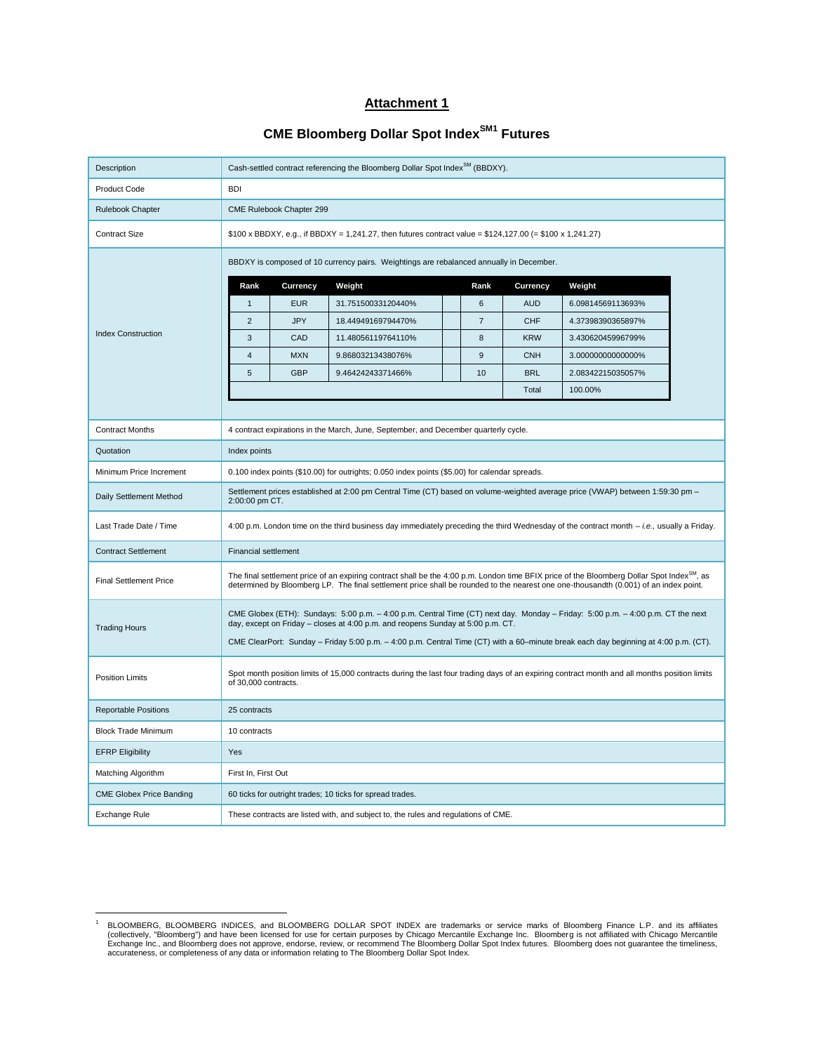# Attachment 1

## CME Bloomberg Dollar Spot Index[SM1] Futures

| | |
|---|---|
| Description | Cash-settled contract referencing the Bloomberg Dollar Spot Index[SM] (BBDXY). |
| Product Code | BDI |
| Rulebook Chapter | CME Rulebook Chapter 299 |
| Contract Size | $100 x BBDXY, e.g., if BBDXY = 1,241.27, then futures contract value = $124,127.00 (= $100 x 1,241.27) |
| Index Construction | BBDXY is composed of 10 currency pairs. Weightings are rebalanced annually in December. (See table below) |
| Contract Months | 4 contract expirations in the March, June, September, and December quarterly cycle. |
| Quotation | Index points |
| Minimum Price Increment | 0.100 index points ($10.00) for outrights; 0.050 index points ($5.00) for calendar spreads. |
| Daily Settlement Method | Settlement prices established at 2:00 pm Central Time (CT) based on volume-weighted average price (VWAP) between 1:59:30 pm – 2:00:00 pm CT. |
| Last Trade Date / Time | 4:00 p.m. London time on the third business day immediately preceding the third Wednesday of the contract month – *i.e.*, usually a Friday. |
| Contract Settlement | Financial settlement |
| Final Settlement Price | The final settlement price of an expiring contract shall be the 4:00 p.m. London time BFIX price of the Bloomberg Dollar Spot Index[SM], as determined by Bloomberg LP. The final settlement price shall be rounded to the nearest one one-thousandth (0.001) of an index point. |
| Trading Hours | CME Globex (ETH): Sundays: 5:00 p.m. – 4:00 p.m. Central Time (CT) next day. Monday – Friday: 5:00 p.m. – 4:00 p.m. CT the next day, except on Friday – closes at 4:00 p.m. and reopens Sunday at 5:00 p.m. CT.<br><br>CME ClearPort: Sunday – Friday 5:00 p.m. – 4:00 p.m. Central Time (CT) with a 60–minute break each day beginning at 4:00 p.m. (CT). |
| Position Limits | Spot month position limits of 15,000 contracts during the last four trading days of an expiring contract month and all months position limits of 30,000 contracts. |
| Reportable Positions | 25 contracts |
| Block Trade Minimum | 10 contracts |
| EFRP Eligibility | Yes |
| Matching Algorithm | First In, First Out |
| CME Globex Price Banding | 60 ticks for outright trades; 10 ticks for spread trades. |
| Exchange Rule | These contracts are listed with, and subject to, the rules and regulations of CME. |

Index Construction weights:

| Rank | Currency | Weight | | Rank | Currency | Weight |
|---|---|---|---|---|---|---|
| 1 | EUR | 31.75150033120440% | | 6 | AUD | 6.09814569113693% |
| 2 | JPY | 18.44949169794470% | | 7 | CHF | 4.37398390365897% |
| 3 | CAD | 11.48056119764110% | | 8 | KRW | 3.43062045996799% |
| 4 | MXN | 9.86803213438076% | | 9 | CNH | 3.00000000000000% |
| 5 | GBP | 9.46424243371466% | | 10 | BRL | 2.08342215035057% |
| | | | | | Total | 100.00% |

[1] BLOOMBERG, BLOOMBERG INDICES, and BLOOMBERG DOLLAR SPOT INDEX are trademarks or service marks of Bloomberg Finance L.P. and its affiliates (collectively, "Bloomberg") and have been licensed for use for certain purposes by Chicago Mercantile Exchange Inc. Bloomberg is not affiliated with Chicago Mercantile Exchange Inc., and Bloomberg does not approve, endorse, review, or recommend The Bloomberg Dollar Spot Index futures. Bloomberg does not guarantee the timeliness, accurateness, or completeness of any data or information relating to The Bloomberg Dollar Spot Index.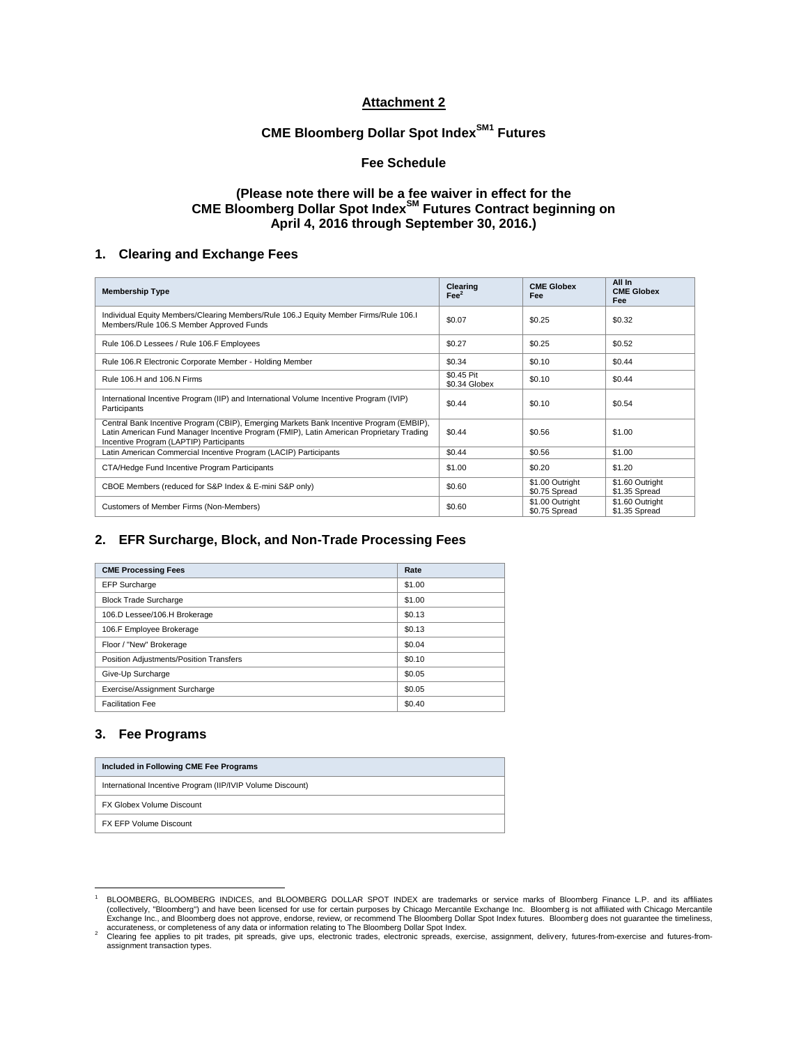## Attachment 2

## CME Bloomberg Dollar Spot Index[SM1] Futures

## Fee Schedule

**(Please note there will be a fee waiver in effect for the CME Bloomberg Dollar Spot Index[SM] Futures Contract beginning on April 4, 2016 through September 30, 2016.)**

### 1. Clearing and Exchange Fees

| Membership Type | Clearing Fee[2] | CME Globex Fee | All In CME Globex Fee |
|---|---|---|---|
| Individual Equity Members/Clearing Members/Rule 106.J Equity Member Firms/Rule 106.I Members/Rule 106.S Member Approved Funds | $0.07 | $0.25 | $0.32 |
| Rule 106.D Lessees / Rule 106.F Employees | $0.27 | $0.25 | $0.52 |
| Rule 106.R Electronic Corporate Member - Holding Member | $0.34 | $0.10 | $0.44 |
| Rule 106.H and 106.N Firms | $0.45 Pit<br>$0.34 Globex | $0.10 | $0.44 |
| International Incentive Program (IIP) and International Volume Incentive Program (IVIP) Participants | $0.44 | $0.10 | $0.54 |
| Central Bank Incentive Program (CBIP), Emerging Markets Bank Incentive Program (EMBIP), Latin American Fund Manager Incentive Program (FMIP), Latin American Proprietary Trading Incentive Program (LAPTIP) Participants | $0.44 | $0.56 | $1.00 |
| Latin American Commercial Incentive Program (LACIP) Participants | $0.44 | $0.56 | $1.00 |
| CTA/Hedge Fund Incentive Program Participants | $1.00 | $0.20 | $1.20 |
| CBOE Members (reduced for S&P Index & E-mini S&P only) | $0.60 | $1.00 Outright<br>$0.75 Spread | $1.60 Outright<br>$1.35 Spread |
| Customers of Member Firms (Non-Members) | $0.60 | $1.00 Outright<br>$0.75 Spread | $1.60 Outright<br>$1.35 Spread |

### 2. EFR Surcharge, Block, and Non-Trade Processing Fees

| CME Processing Fees | Rate |
|---|---|
| EFP Surcharge | $1.00 |
| Block Trade Surcharge | $1.00 |
| 106.D Lessee/106.H Brokerage | $0.13 |
| 106.F Employee Brokerage | $0.13 |
| Floor / "New" Brokerage | $0.04 |
| Position Adjustments/Position Transfers | $0.10 |
| Give-Up Surcharge | $0.05 |
| Exercise/Assignment Surcharge | $0.05 |
| Facilitation Fee | $0.40 |

### 3. Fee Programs

| Included in Following CME Fee Programs |
|---|
| International Incentive Program (IIP/IVIP Volume Discount) |
| FX Globex Volume Discount |
| FX EFP Volume Discount |

[1] BLOOMBERG, BLOOMBERG INDICES, and BLOOMBERG DOLLAR SPOT INDEX are trademarks or service marks of Bloomberg Finance L.P. and its affiliates (collectively, "Bloomberg") and have been licensed for use for certain purposes by Chicago Mercantile Exchange Inc. Bloomberg is not affiliated with Chicago Mercantile Exchange Inc., and Bloomberg does not approve, endorse, review, or recommend The Bloomberg Dollar Spot Index futures. Bloomberg does not guarantee the timeliness, accurateness, or completeness of any data or information relating to The Bloomberg Dollar Spot Index.

[2] Clearing fee applies to pit trades, pit spreads, give ups, electronic trades, electronic spreads, exercise, assignment, delivery, futures-from-exercise and futures-from-assignment transaction types.